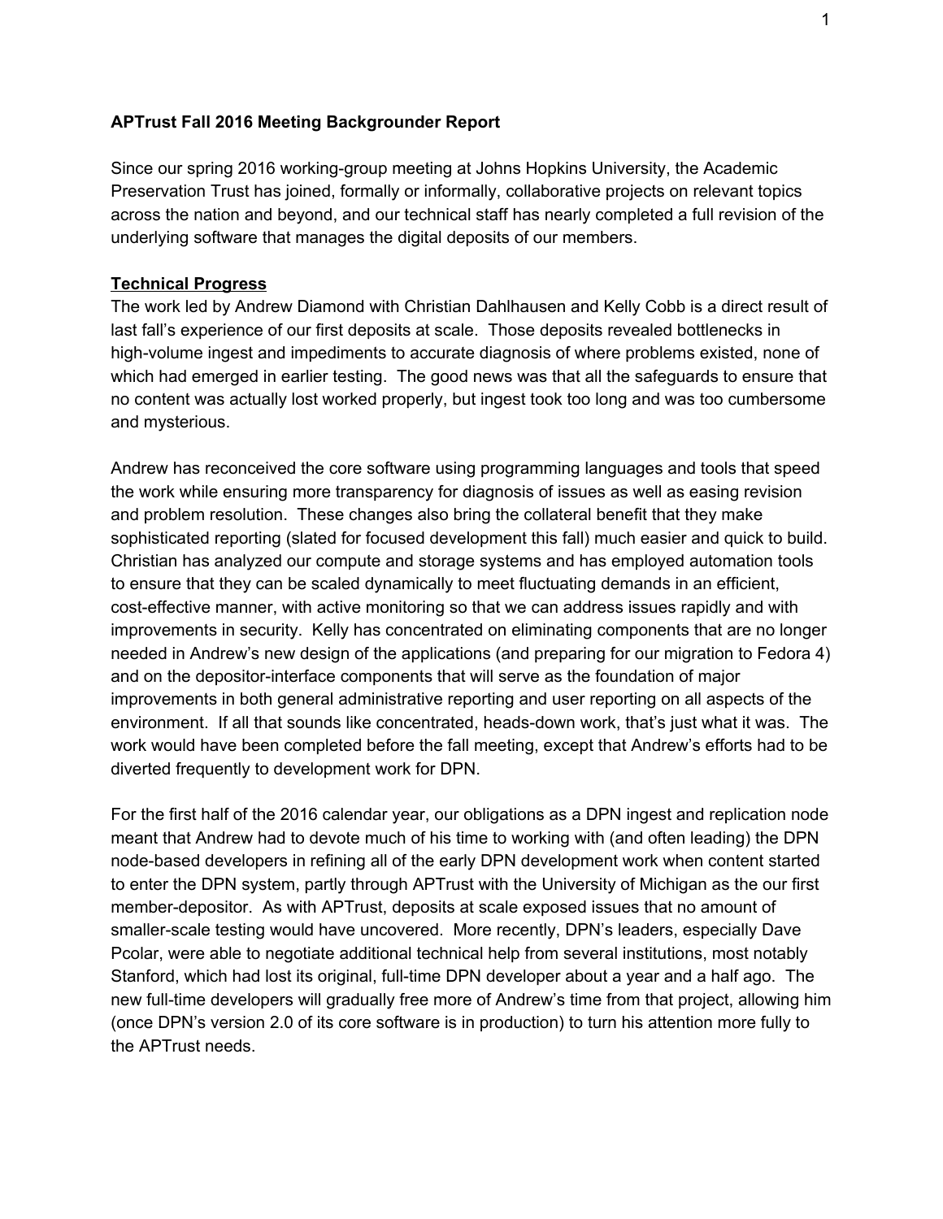**APTrust Fall 2016 Meeting Backgrounder Report**

Since our spring 2016 working-group meeting at Johns Hopkins University, the Academic Preservation Trust has joined, formally or informally, collaborative projects on relevant topics across the nation and beyond, and our technical staff has nearly completed a full revision of the underlying software that manages the digital deposits of our members.

**Technical Progress**

The work led by Andrew Diamond with Christian Dahlhausen and Kelly Cobb is a direct result of last fall's experience of our first deposits at scale. Those deposits revealed bottlenecks in high-volume ingest and impediments to accurate diagnosis of where problems existed, none of which had emerged in earlier testing. The good news was that all the safeguards to ensure that no content was actually lost worked properly, but ingest took too long and was too cumbersome and mysterious.

Andrew has reconceived the core software using programming languages and tools that speed the work while ensuring more transparency for diagnosis of issues as well as easing revision and problem resolution. These changes also bring the collateral benefit that they make sophisticated reporting (slated for focused development this fall) much easier and quick to build. Christian has analyzed our compute and storage systems and has employed automation tools to ensure that they can be scaled dynamically to meet fluctuating demands in an efficient, cost-effective manner, with active monitoring so that we can address issues rapidly and with improvements in security. Kelly has concentrated on eliminating components that are no longer needed in Andrew's new design of the applications (and preparing for our migration to Fedora 4) and on the depositor-interface components that will serve as the foundation of major improvements in both general administrative reporting and user reporting on all aspects of the environment. If all that sounds like concentrated, heads-down work, that's just what it was. The work would have been completed before the fall meeting, except that Andrew's efforts had to be diverted frequently to development work for DPN.

For the first half of the 2016 calendar year, our obligations as a DPN ingest and replication node meant that Andrew had to devote much of his time to working with (and often leading) the DPN node-based developers in refining all of the early DPN development work when content started to enter the DPN system, partly through APTrust with the University of Michigan as the our first member-depositor. As with APTrust, deposits at scale exposed issues that no amount of smaller-scale testing would have uncovered. More recently, DPN's leaders, especially Dave Pcolar, were able to negotiate additional technical help from several institutions, most notably Stanford, which had lost its original, full-time DPN developer about a year and a half ago. The new full-time developers will gradually free more of Andrew's time from that project, allowing him (once DPN's version 2.0 of its core software is in production) to turn his attention more fully to the APTrust needs.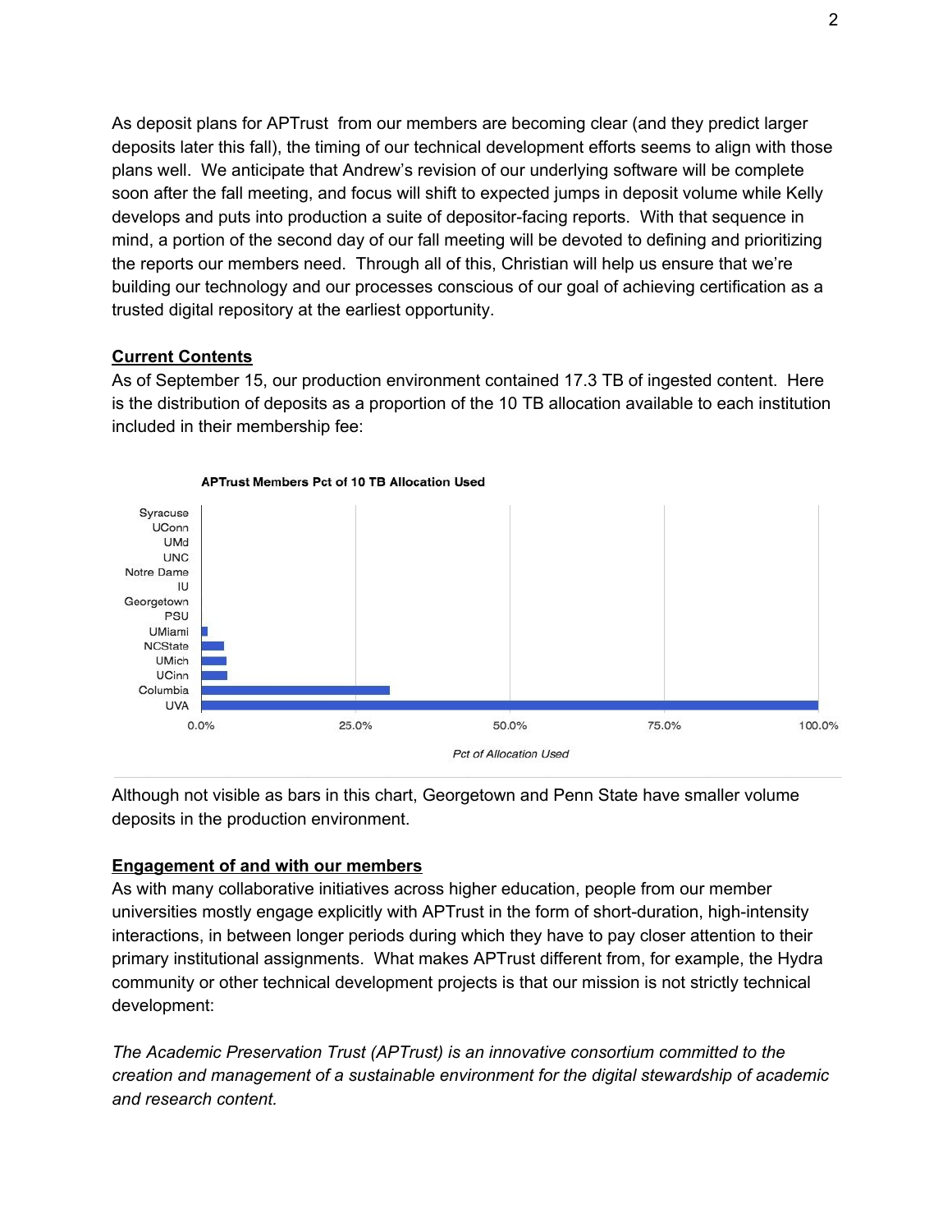As deposit plans for APTrust from our members are becoming clear (and they predict larger deposits later this fall), the timing of our technical development efforts seems to align with those plans well. We anticipate that Andrew's revision of our underlying software will be complete soon after the fall meeting, and focus will shift to expected jumps in deposit volume while Kelly develops and puts into production a suite of depositor-facing reports. With that sequence in mind, a portion of the second day of our fall meeting will be devoted to defining and prioritizing the reports our members need. Through all of this, Christian will help us ensure that we're building our technology and our processes conscious of our goal of achieving certification as a trusted digital repository at the earliest opportunity.

## Current Contents

As of September 15, our production environment contained 17.3 TB of ingested content. Here is the distribution of deposits as a proportion of the 10 TB allocation available to each institution included in their membership fee:

**APTrust Members Pct of 10 TB Allocation Used**

Syracuse, UConn, UMd, UNC, Notre Dame, IU, Georgetown, PSU, UMiami, NCState, UMich, UCinn, Columbia, UVA

0.0% 25.0% 50.0% 75.0% 100.0%

*Pct of Allocation Used*

Although not visible as bars in this chart, Georgetown and Penn State have smaller volume deposits in the production environment.

## Engagement of and with our members

As with many collaborative initiatives across higher education, people from our member universities mostly engage explicitly with APTrust in the form of short-duration, high-intensity interactions, in between longer periods during which they have to pay closer attention to their primary institutional assignments. What makes APTrust different from, for example, the Hydra community or other technical development projects is that our mission is not strictly technical development:

*The Academic Preservation Trust (APTrust) is an innovative consortium committed to the creation and management of a sustainable environment for the digital stewardship of academic and research content.*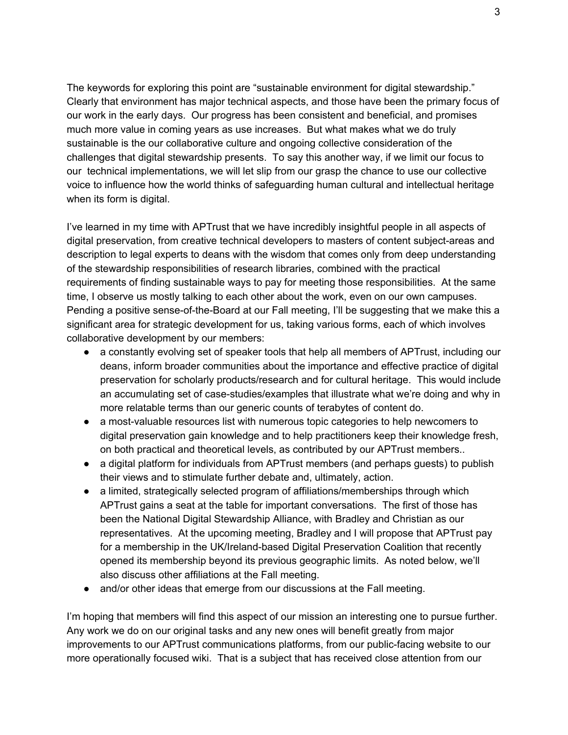The keywords for exploring this point are "sustainable environment for digital stewardship." Clearly that environment has major technical aspects, and those have been the primary focus of our work in the early days. Our progress has been consistent and beneficial, and promises much more value in coming years as use increases. But what makes what we do truly sustainable is the our collaborative culture and ongoing collective consideration of the challenges that digital stewardship presents. To say this another way, if we limit our focus to our technical implementations, we will let slip from our grasp the chance to use our collective voice to influence how the world thinks of safeguarding human cultural and intellectual heritage when its form is digital.

I've learned in my time with APTrust that we have incredibly insightful people in all aspects of digital preservation, from creative technical developers to masters of content subject-areas and description to legal experts to deans with the wisdom that comes only from deep understanding of the stewardship responsibilities of research libraries, combined with the practical requirements of finding sustainable ways to pay for meeting those responsibilities. At the same time, I observe us mostly talking to each other about the work, even on our own campuses. Pending a positive sense-of-the-Board at our Fall meeting, I'll be suggesting that we make this a significant area for strategic development for us, taking various forms, each of which involves collaborative development by our members:

- a constantly evolving set of speaker tools that help all members of APTrust, including our deans, inform broader communities about the importance and effective practice of digital preservation for scholarly products/research and for cultural heritage. This would include an accumulating set of case-studies/examples that illustrate what we're doing and why in more relatable terms than our generic counts of terabytes of content do.
- a most-valuable resources list with numerous topic categories to help newcomers to digital preservation gain knowledge and to help practitioners keep their knowledge fresh, on both practical and theoretical levels, as contributed by our APTrust members..
- a digital platform for individuals from APTrust members (and perhaps guests) to publish their views and to stimulate further debate and, ultimately, action.
- a limited, strategically selected program of affiliations/memberships through which APTrust gains a seat at the table for important conversations. The first of those has been the National Digital Stewardship Alliance, with Bradley and Christian as our representatives. At the upcoming meeting, Bradley and I will propose that APTrust pay for a membership in the UK/Ireland-based Digital Preservation Coalition that recently opened its membership beyond its previous geographic limits. As noted below, we'll also discuss other affiliations at the Fall meeting.
- and/or other ideas that emerge from our discussions at the Fall meeting.

I'm hoping that members will find this aspect of our mission an interesting one to pursue further. Any work we do on our original tasks and any new ones will benefit greatly from major improvements to our APTrust communications platforms, from our public-facing website to our more operationally focused wiki. That is a subject that has received close attention from our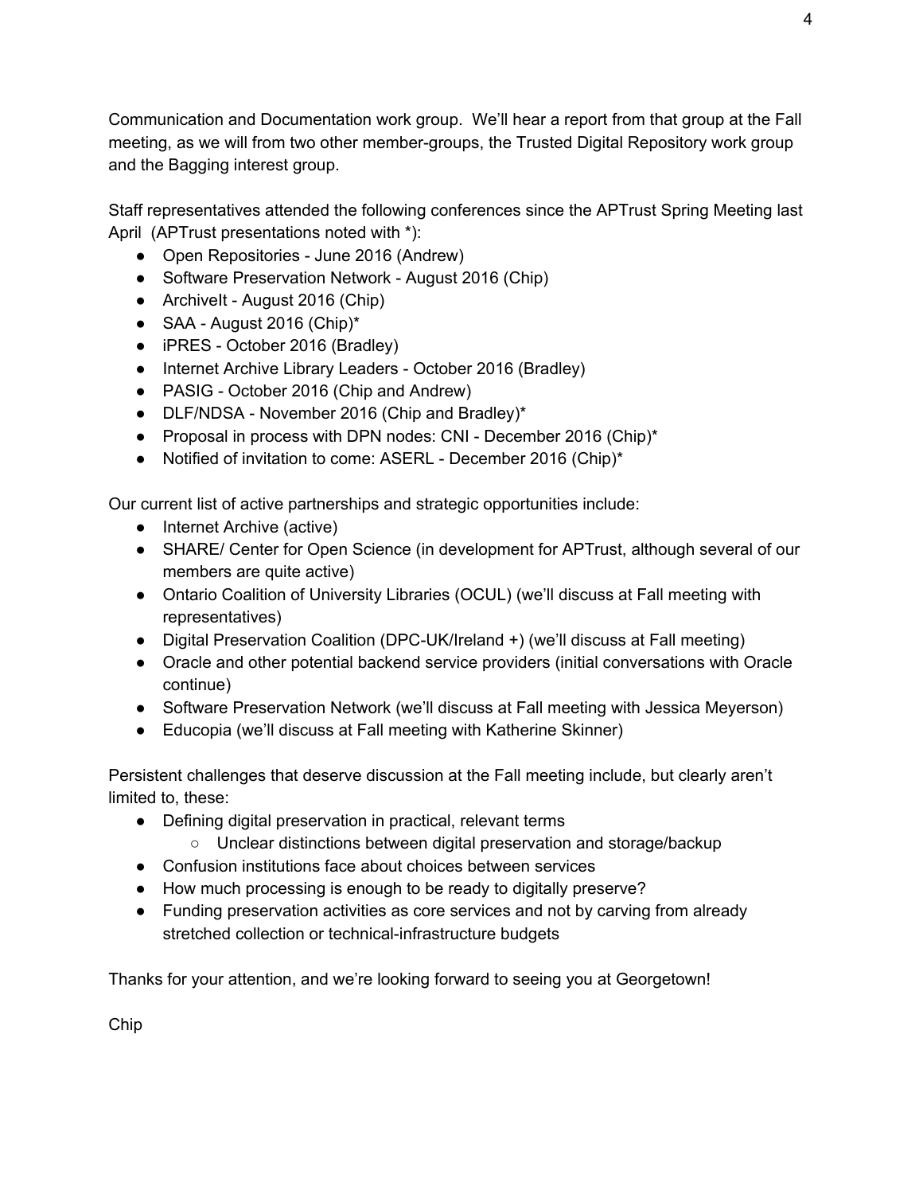Communication and Documentation work group. We'll hear a report from that group at the Fall meeting, as we will from two other member-groups, the Trusted Digital Repository work group and the Bagging interest group.

Staff representatives attended the following conferences since the APTrust Spring Meeting last April (APTrust presentations noted with *):

- Open Repositories - June 2016 (Andrew)
- Software Preservation Network - August 2016 (Chip)
- ArchiveIt - August 2016 (Chip)
- SAA - August 2016 (Chip)*
- iPRES - October 2016 (Bradley)
- Internet Archive Library Leaders - October 2016 (Bradley)
- PASIG - October 2016 (Chip and Andrew)
- DLF/NDSA - November 2016 (Chip and Bradley)*
- Proposal in process with DPN nodes: CNI - December 2016 (Chip)*
- Notified of invitation to come: ASERL - December 2016 (Chip)*

Our current list of active partnerships and strategic opportunities include:

- Internet Archive (active)
- SHARE/ Center for Open Science (in development for APTrust, although several of our members are quite active)
- Ontario Coalition of University Libraries (OCUL) (we'll discuss at Fall meeting with representatives)
- Digital Preservation Coalition (DPC-UK/Ireland +) (we'll discuss at Fall meeting)
- Oracle and other potential backend service providers (initial conversations with Oracle continue)
- Software Preservation Network (we'll discuss at Fall meeting with Jessica Meyerson)
- Educopia (we'll discuss at Fall meeting with Katherine Skinner)

Persistent challenges that deserve discussion at the Fall meeting include, but clearly aren't limited to, these:

- Defining digital preservation in practical, relevant terms
    - Unclear distinctions between digital preservation and storage/backup
- Confusion institutions face about choices between services
- How much processing is enough to be ready to digitally preserve?
- Funding preservation activities as core services and not by carving from already stretched collection or technical-infrastructure budgets

Thanks for your attention, and we're looking forward to seeing you at Georgetown!

Chip